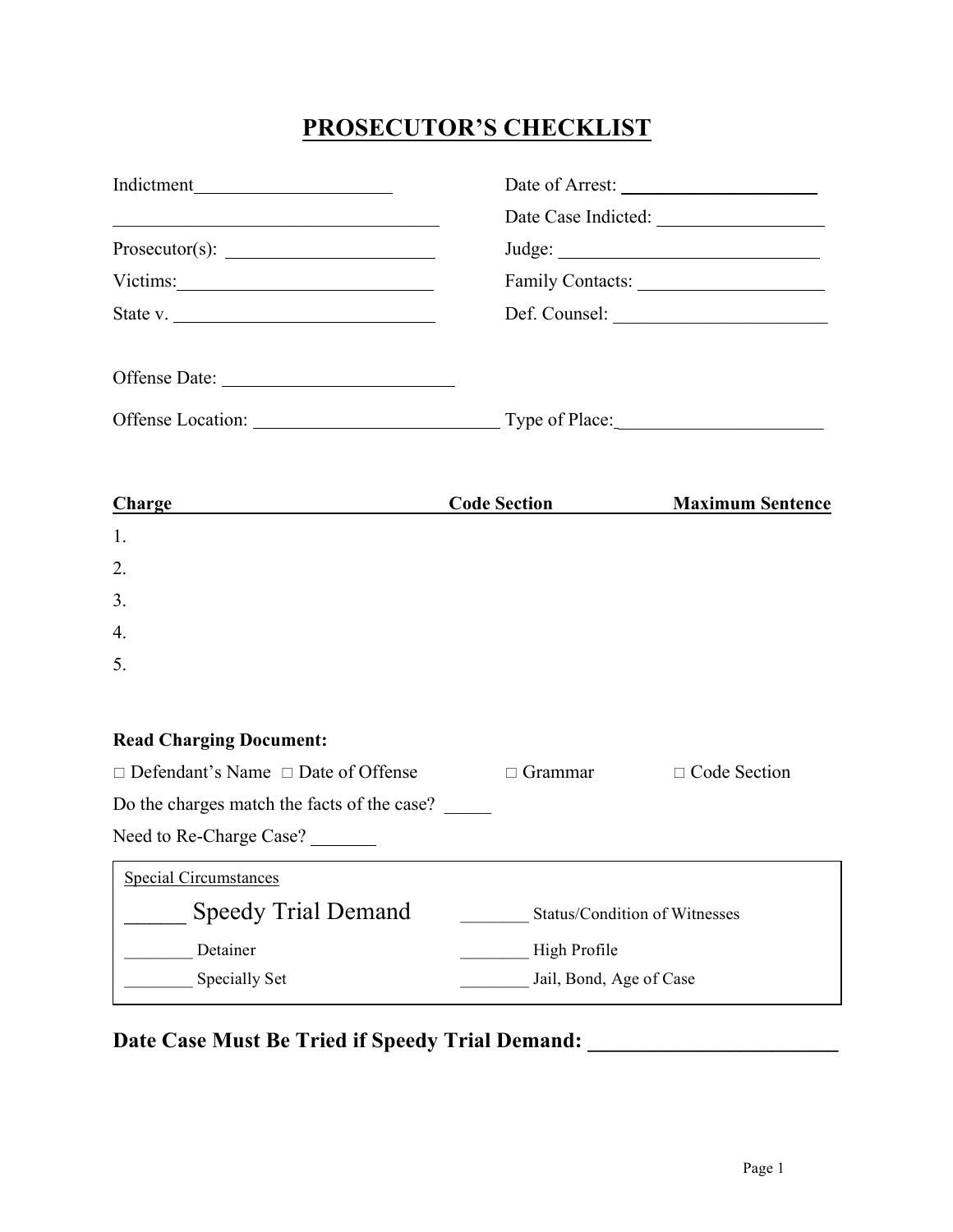# PROSECUTOR'S CHECKLIST

Indictment____________________

__________________________________

Prosecutor(s): ____________________

Victims:__________________________

State v. __________________________

Date of Arrest: ____________________

Date Case Indicted: _________________

Judge: ___________________________

Family Contacts: ___________________

Def. Counsel: ______________________

Offense Date: ______________________

Offense Location: ________________________ Type of Place:____________________

| Charge | Code Section | Maximum Sentence |
|---|---|---|
| 1. | | |
| 2. | | |
| 3. | | |
| 4. | | |
| 5. | | |

**Read Charging Document:**

□ Defendant's Name □ Date of Offense □ Grammar □ Code Section

Do the charges match the facts of the case? _____

Need to Re-Charge Case? _______

Special Circumstances

_____ Speedy Trial Demand

________ Status/Condition of Witnesses

________ Detainer

________ High Profile

________ Specially Set

________ Jail, Bond, Age of Case

**Date Case Must Be Tried if Speedy Trial Demand: ______________________**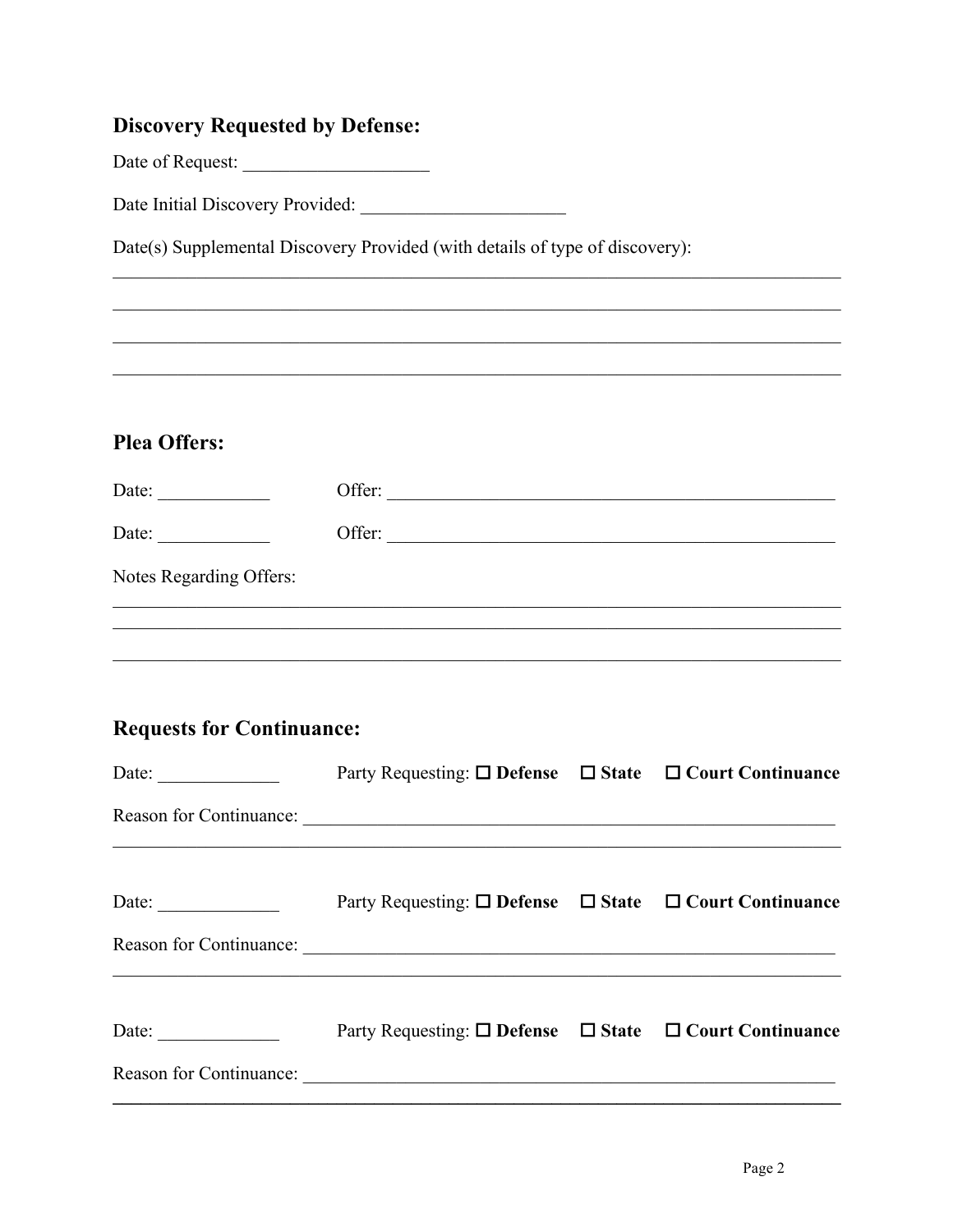## Discovery Requested by Defense:

Date of Request: ____________________

Date Initial Discovery Provided: ______________________

Date(s) Supplemental Discovery Provided (with details of type of discovery):

________________________________________________________________________________

________________________________________________________________________________

________________________________________________________________________________

________________________________________________________________________________

## Plea Offers:

Date: ____________ Offer: ________________________________________________

Date: ____________ Offer: ________________________________________________

Notes Regarding Offers:

________________________________________________________________________________

________________________________________________________________________________

________________________________________________________________________________

## Requests for Continuance:

Date: _____________ Party Requesting: ☐ **Defense** ☐ **State** ☐ **Court Continuance**

Reason for Continuance: ________________________________________________________

________________________________________________________________________________

Date: _____________ Party Requesting: ☐ **Defense** ☐ **State** ☐ **Court Continuance**

Reason for Continuance: ________________________________________________________

________________________________________________________________________________

Date: _____________ Party Requesting: ☐ **Defense** ☐ **State** ☐ **Court Continuance**

Reason for Continuance: ________________________________________________________

________________________________________________________________________________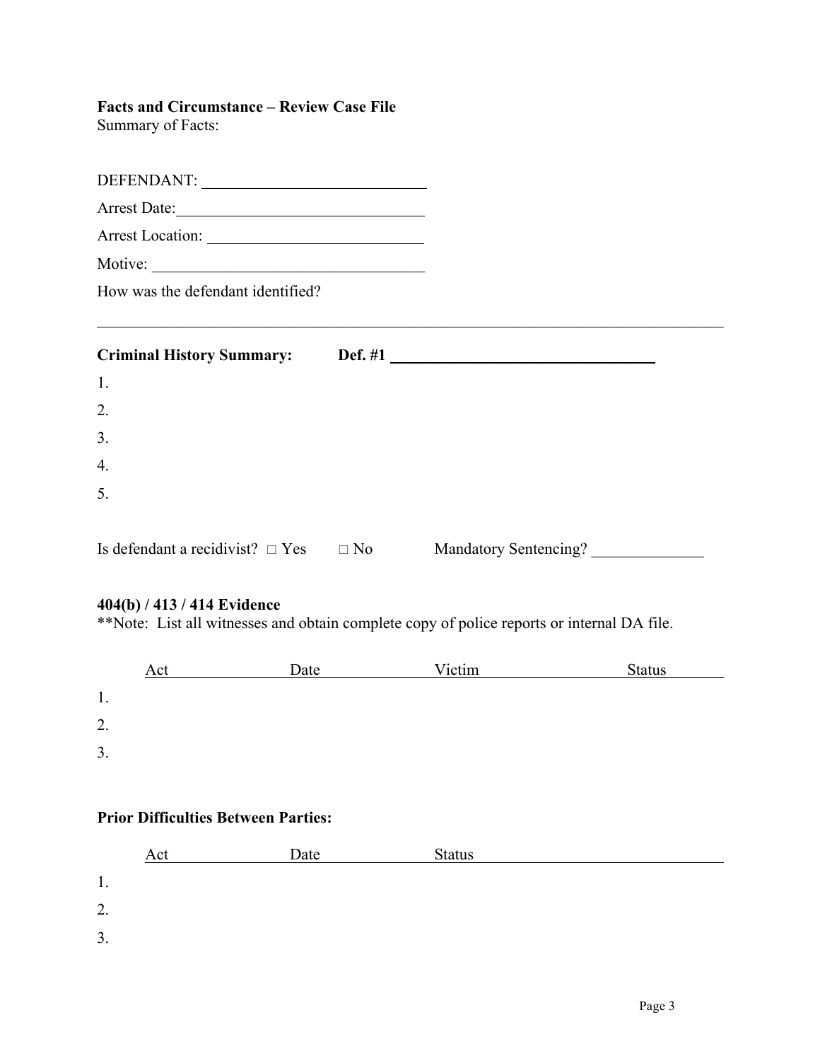**Facts and Circumstance – Review Case File**

Summary of Facts:

DEFENDANT: ____________________________

Arrest Date: ____________________________

Arrest Location: ____________________________

Motive: ____________________________

How was the defendant identified?

---

**Criminal History Summary:** **Def. #1** ____________________________

1.
2.
3.
4.
5.

Is defendant a recidivist? □ Yes □ No Mandatory Sentencing? ______________

**404(b) / 413 / 414 Evidence**

**Note: List all witnesses and obtain complete copy of police reports or internal DA file.

| | Act | Date | Victim | Status |
|---|---|---|---|---|
| 1. | | | | |
| 2. | | | | |
| 3. | | | | |

**Prior Difficulties Between Parties:**

| | Act | Date | Status |
|---|---|---|---|
| 1. | | | |
| 2. | | | |
| 3. | | | |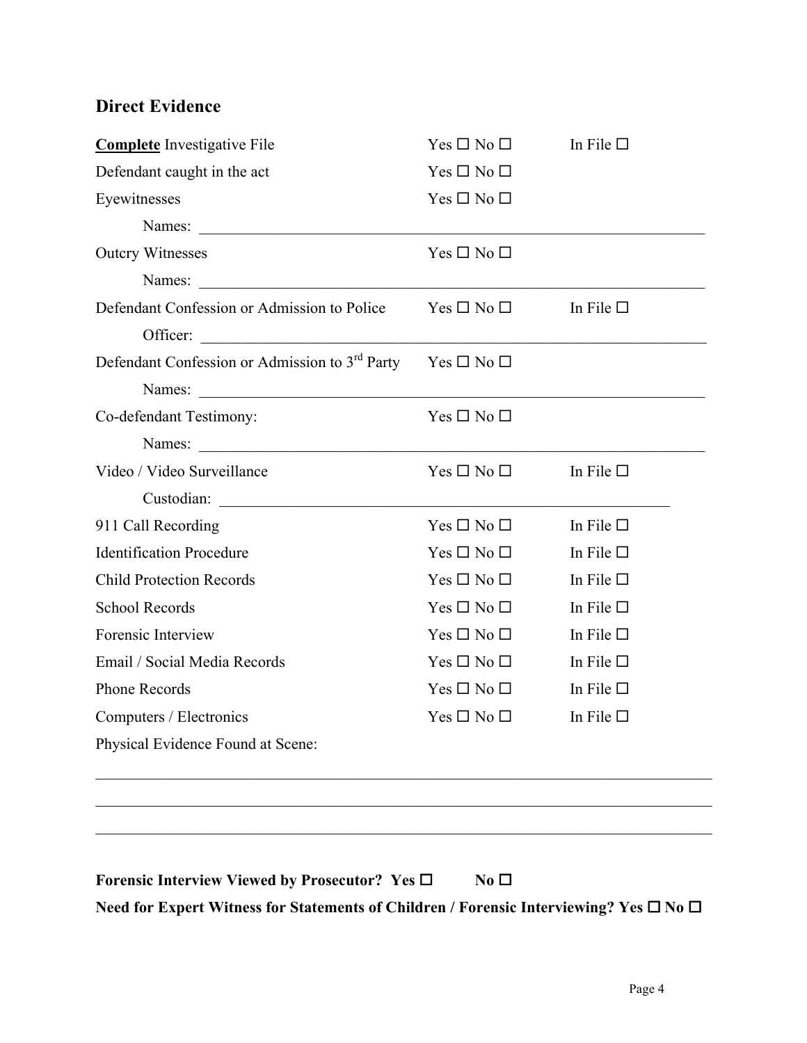## Direct Evidence

**Complete** Investigative File Yes ☐ No ☐ In File ☐

Defendant caught in the act Yes ☐ No ☐

Eyewitnesses Yes ☐ No ☐

Names: ______________________________________________________________

Outcry Witnesses Yes ☐ No ☐

Names: ______________________________________________________________

Defendant Confession or Admission to Police Yes ☐ No ☐ In File ☐

Officer: ______________________________________________________________

Defendant Confession or Admission to 3rd Party Yes ☐ No ☐

Names: ______________________________________________________________

Co-defendant Testimony: Yes ☐ No ☐

Names: ______________________________________________________________

Video / Video Surveillance Yes ☐ No ☐ In File ☐

Custodian: ___________________________________________________________

911 Call Recording Yes ☐ No ☐ In File ☐

Identification Procedure Yes ☐ No ☐ In File ☐

Child Protection Records Yes ☐ No ☐ In File ☐

School Records Yes ☐ No ☐ In File ☐

Forensic Interview Yes ☐ No ☐ In File ☐

Email / Social Media Records Yes ☐ No ☐ In File ☐

Phone Records Yes ☐ No ☐ In File ☐

Computers / Electronics Yes ☐ No ☐ In File ☐

Physical Evidence Found at Scene:

_____________________________________________________________________

_____________________________________________________________________

_____________________________________________________________________

**Forensic Interview Viewed by Prosecutor? Yes ☐ No ☐**

**Need for Expert Witness for Statements of Children / Forensic Interviewing? Yes ☐ No ☐**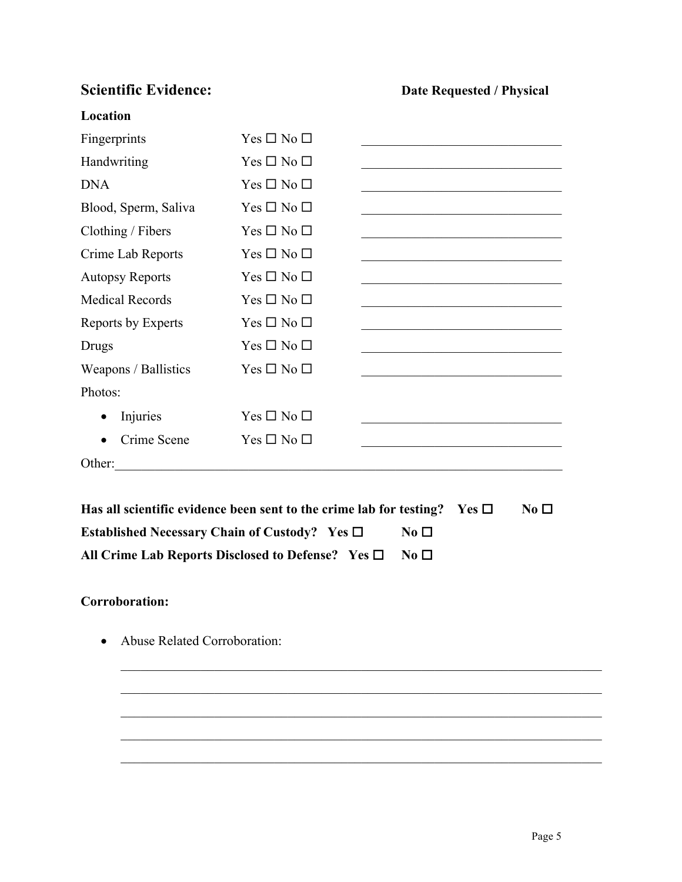## Scientific Evidence:

**Date Requested / Physical Location**

| | | |
|---|---|---|
| Fingerprints | Yes ☐ No ☐ | ______________________________ |
| Handwriting | Yes ☐ No ☐ | ______________________________ |
| DNA | Yes ☐ No ☐ | ______________________________ |
| Blood, Sperm, Saliva | Yes ☐ No ☐ | ______________________________ |
| Clothing / Fibers | Yes ☐ No ☐ | ______________________________ |
| Crime Lab Reports | Yes ☐ No ☐ | ______________________________ |
| Autopsy Reports | Yes ☐ No ☐ | ______________________________ |
| Medical Records | Yes ☐ No ☐ | ______________________________ |
| Reports by Experts | Yes ☐ No ☐ | ______________________________ |
| Drugs | Yes ☐ No ☐ | ______________________________ |
| Weapons / Ballistics | Yes ☐ No ☐ | ______________________________ |
| Photos: | | |
| • Injuries | Yes ☐ No ☐ | ______________________________ |
| • Crime Scene | Yes ☐ No ☐ | ______________________________ |

Other:______________________________________________________________

**Has all scientific evidence been sent to the crime lab for testing? Yes ☐ No ☐**

**Established Necessary Chain of Custody? Yes ☐ No ☐**

**All Crime Lab Reports Disclosed to Defense? Yes ☐ No ☐**

**Corroboration:**

- Abuse Related Corroboration:

______________________________________________________________

______________________________________________________________

______________________________________________________________

______________________________________________________________

______________________________________________________________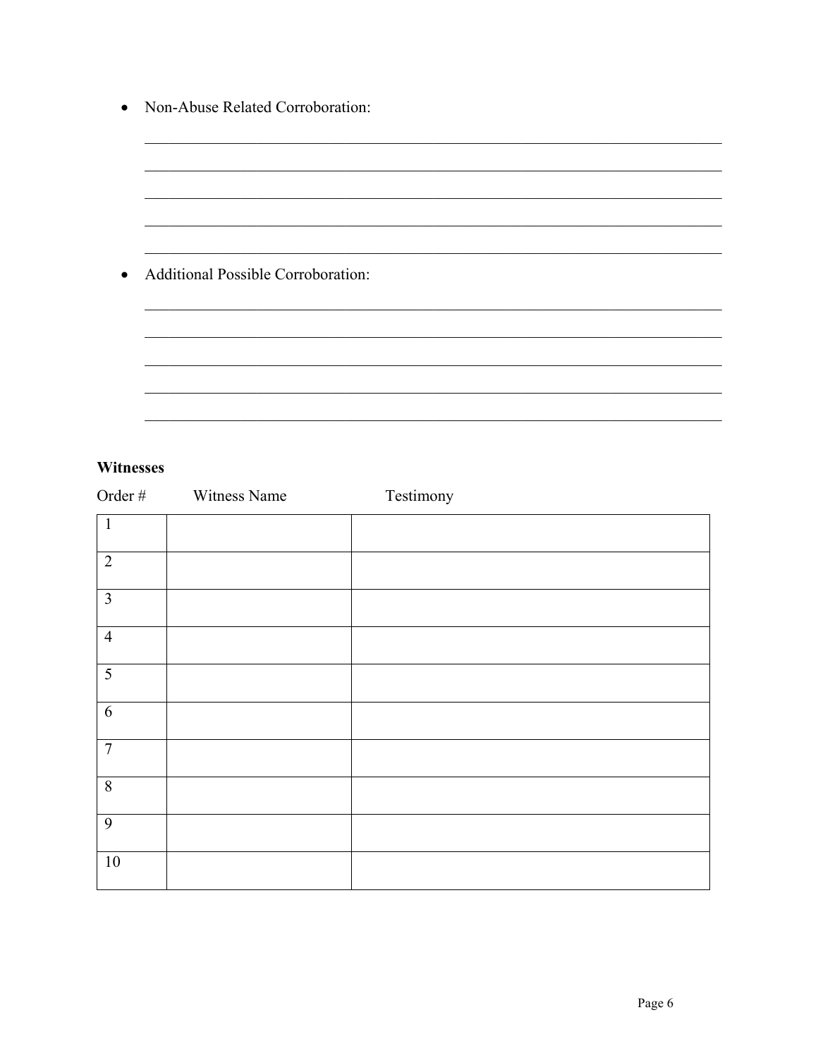- Non-Abuse Related Corroboration:

_______________________________________________________________________________

_______________________________________________________________________________

_______________________________________________________________________________

_______________________________________________________________________________

_______________________________________________________________________________

- Additional Possible Corroboration:

_______________________________________________________________________________

_______________________________________________________________________________

_______________________________________________________________________________

_______________________________________________________________________________

_______________________________________________________________________________

**Witnesses**

| Order # | Witness Name | Testimony |
|---|---|---|
| 1 | | |
| 2 | | |
| 3 | | |
| 4 | | |
| 5 | | |
| 6 | | |
| 7 | | |
| 8 | | |
| 9 | | |
| 10 | | |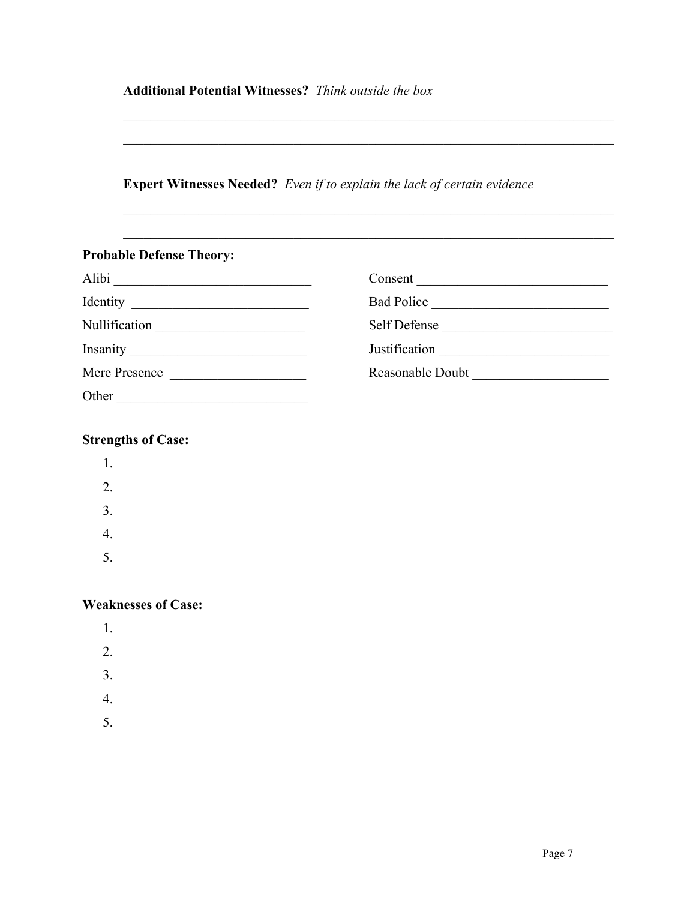**Additional Potential Witnesses?** *Think outside the box*

\_\_\_\_\_\_\_\_\_\_\_\_\_\_\_\_\_\_\_\_\_\_\_\_\_\_\_\_\_\_\_\_\_\_\_\_\_\_\_\_\_\_\_\_\_\_\_\_\_\_\_\_\_\_\_\_\_\_\_\_\_\_\_\_\_\_\_\_\_\_

\_\_\_\_\_\_\_\_\_\_\_\_\_\_\_\_\_\_\_\_\_\_\_\_\_\_\_\_\_\_\_\_\_\_\_\_\_\_\_\_\_\_\_\_\_\_\_\_\_\_\_\_\_\_\_\_\_\_\_\_\_\_\_\_\_\_\_\_\_\_

**Expert Witnesses Needed?** *Even if to explain the lack of certain evidence*

\_\_\_\_\_\_\_\_\_\_\_\_\_\_\_\_\_\_\_\_\_\_\_\_\_\_\_\_\_\_\_\_\_\_\_\_\_\_\_\_\_\_\_\_\_\_\_\_\_\_\_\_\_\_\_\_\_\_\_\_\_\_\_\_\_\_\_\_\_\_

\_\_\_\_\_\_\_\_\_\_\_\_\_\_\_\_\_\_\_\_\_\_\_\_\_\_\_\_\_\_\_\_\_\_\_\_\_\_\_\_\_\_\_\_\_\_\_\_\_\_\_\_\_\_\_\_\_\_\_\_\_\_\_\_\_\_\_\_\_\_

**Probable Defense Theory:**

Alibi \_\_\_\_\_\_\_\_\_\_\_\_\_\_\_\_\_\_\_\_\_\_\_\_\_\_\_\_\_\_

Identity \_\_\_\_\_\_\_\_\_\_\_\_\_\_\_\_\_\_\_\_\_\_\_\_\_\_\_

Nullification \_\_\_\_\_\_\_\_\_\_\_\_\_\_\_\_\_\_\_\_\_\_

Insanity \_\_\_\_\_\_\_\_\_\_\_\_\_\_\_\_\_\_\_\_\_\_\_\_\_\_\_

Mere Presence \_\_\_\_\_\_\_\_\_\_\_\_\_\_\_\_\_\_\_\_

Other \_\_\_\_\_\_\_\_\_\_\_\_\_\_\_\_\_\_\_\_\_\_\_\_\_\_\_\_\_

Consent \_\_\_\_\_\_\_\_\_\_\_\_\_\_\_\_\_\_\_\_\_\_\_\_\_\_\_\_

Bad Police \_\_\_\_\_\_\_\_\_\_\_\_\_\_\_\_\_\_\_\_\_\_\_\_\_\_

Self Defense \_\_\_\_\_\_\_\_\_\_\_\_\_\_\_\_\_\_\_\_\_\_\_\_\_

Justification \_\_\_\_\_\_\_\_\_\_\_\_\_\_\_\_\_\_\_\_\_\_\_\_\_

Reasonable Doubt \_\_\_\_\_\_\_\_\_\_\_\_\_\_\_\_\_\_\_\_

**Strengths of Case:**

1. 
2. 
3. 
4. 
5. 

**Weaknesses of Case:**

1. 
2. 
3. 
4. 
5.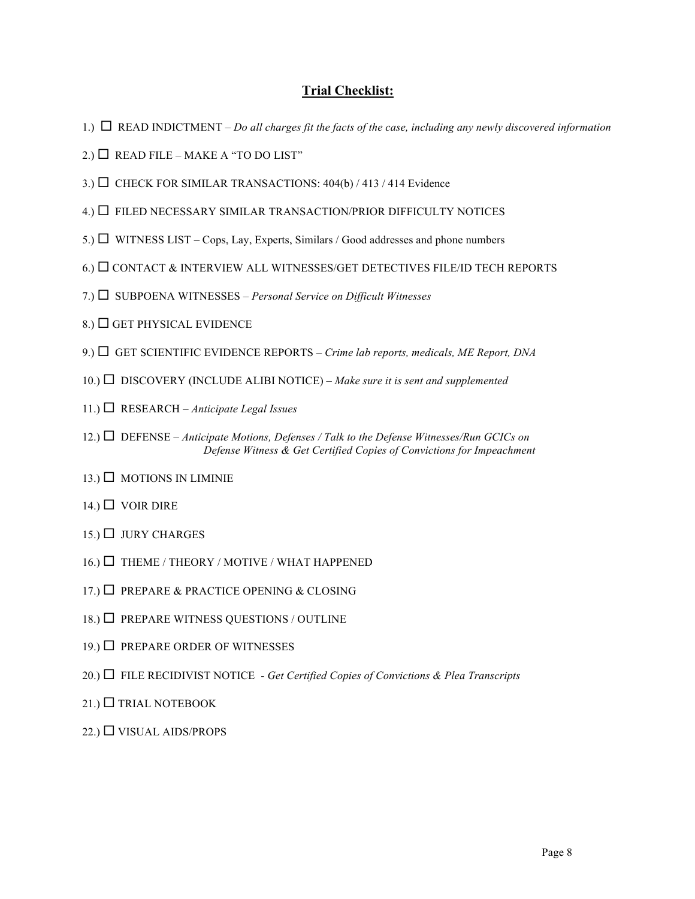## **Trial Checklist:**

1.) ☐ READ INDICTMENT – *Do all charges fit the facts of the case, including any newly discovered information*

2.) ☐ READ FILE – MAKE A "TO DO LIST"

3.) ☐ CHECK FOR SIMILAR TRANSACTIONS: 404(b) / 413 / 414 Evidence

4.) ☐ FILED NECESSARY SIMILAR TRANSACTION/PRIOR DIFFICULTY NOTICES

5.) ☐ WITNESS LIST – Cops, Lay, Experts, Similars / Good addresses and phone numbers

6.) ☐ CONTACT & INTERVIEW ALL WITNESSES/GET DETECTIVES FILE/ID TECH REPORTS

7.) ☐ SUBPOENA WITNESSES – *Personal Service on Difficult Witnesses*

8.) ☐ GET PHYSICAL EVIDENCE

9.) ☐ GET SCIENTIFIC EVIDENCE REPORTS – *Crime lab reports, medicals, ME Report, DNA*

10.) ☐ DISCOVERY (INCLUDE ALIBI NOTICE) – *Make sure it is sent and supplemented*

11.) ☐ RESEARCH – *Anticipate Legal Issues*

12.) ☐ DEFENSE – *Anticipate Motions, Defenses / Talk to the Defense Witnesses/Run GCICs on Defense Witness & Get Certified Copies of Convictions for Impeachment*

13.) ☐ MOTIONS IN LIMINIE

14.) ☐ VOIR DIRE

15.) ☐ JURY CHARGES

16.) ☐ THEME / THEORY / MOTIVE / WHAT HAPPENED

17.) ☐ PREPARE & PRACTICE OPENING & CLOSING

18.) ☐ PREPARE WITNESS QUESTIONS / OUTLINE

19.) ☐ PREPARE ORDER OF WITNESSES

20.) ☐ FILE RECIDIVIST NOTICE - *Get Certified Copies of Convictions & Plea Transcripts*

21.) ☐ TRIAL NOTEBOOK

22.) ☐ VISUAL AIDS/PROPS